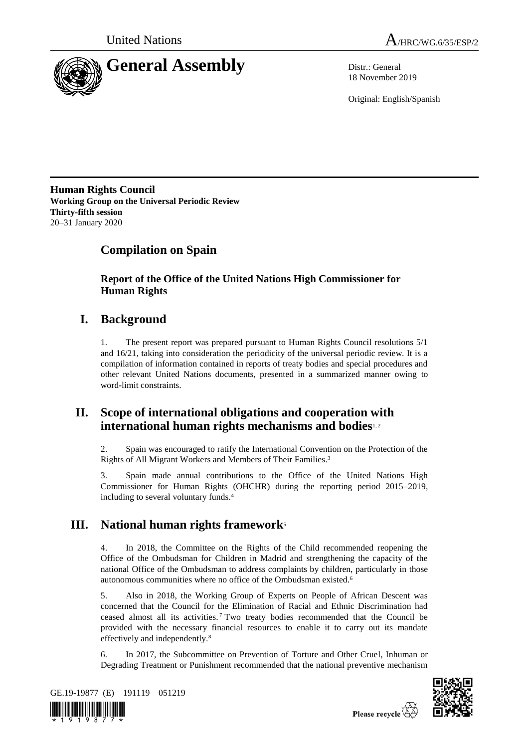United Nations

A/HRC/WG.6/35/ESP/2

# General Assembly

Distr.: General
18 November 2019

Original: English/Spanish

**Human Rights Council**
**Working Group on the Universal Periodic Review**
**Thirty-fifth session**
20–31 January 2020

## Compilation on Spain

### Report of the Office of the United Nations High Commissioner for Human Rights

## I. Background

1. The present report was prepared pursuant to Human Rights Council resolutions 5/1 and 16/21, taking into consideration the periodicity of the universal periodic review. It is a compilation of information contained in reports of treaty bodies and special procedures and other relevant United Nations documents, presented in a summarized manner owing to word-limit constraints.

## II. Scope of international obligations and cooperation with international human rights mechanisms and bodies[1, 2]

2. Spain was encouraged to ratify the International Convention on the Protection of the Rights of All Migrant Workers and Members of Their Families.[3]

3. Spain made annual contributions to the Office of the United Nations High Commissioner for Human Rights (OHCHR) during the reporting period 2015–2019, including to several voluntary funds.[4]

## III. National human rights framework[5]

4. In 2018, the Committee on the Rights of the Child recommended reopening the Office of the Ombudsman for Children in Madrid and strengthening the capacity of the national Office of the Ombudsman to address complaints by children, particularly in those autonomous communities where no office of the Ombudsman existed.[6]

5. Also in 2018, the Working Group of Experts on People of African Descent was concerned that the Council for the Elimination of Racial and Ethnic Discrimination had ceased almost all its activities.[7] Two treaty bodies recommended that the Council be provided with the necessary financial resources to enable it to carry out its mandate effectively and independently.[8]

6. In 2017, the Subcommittee on Prevention of Torture and Other Cruel, Inhuman or Degrading Treatment or Punishment recommended that the national preventive mechanism

GE.19-19877 (E) 191119 051219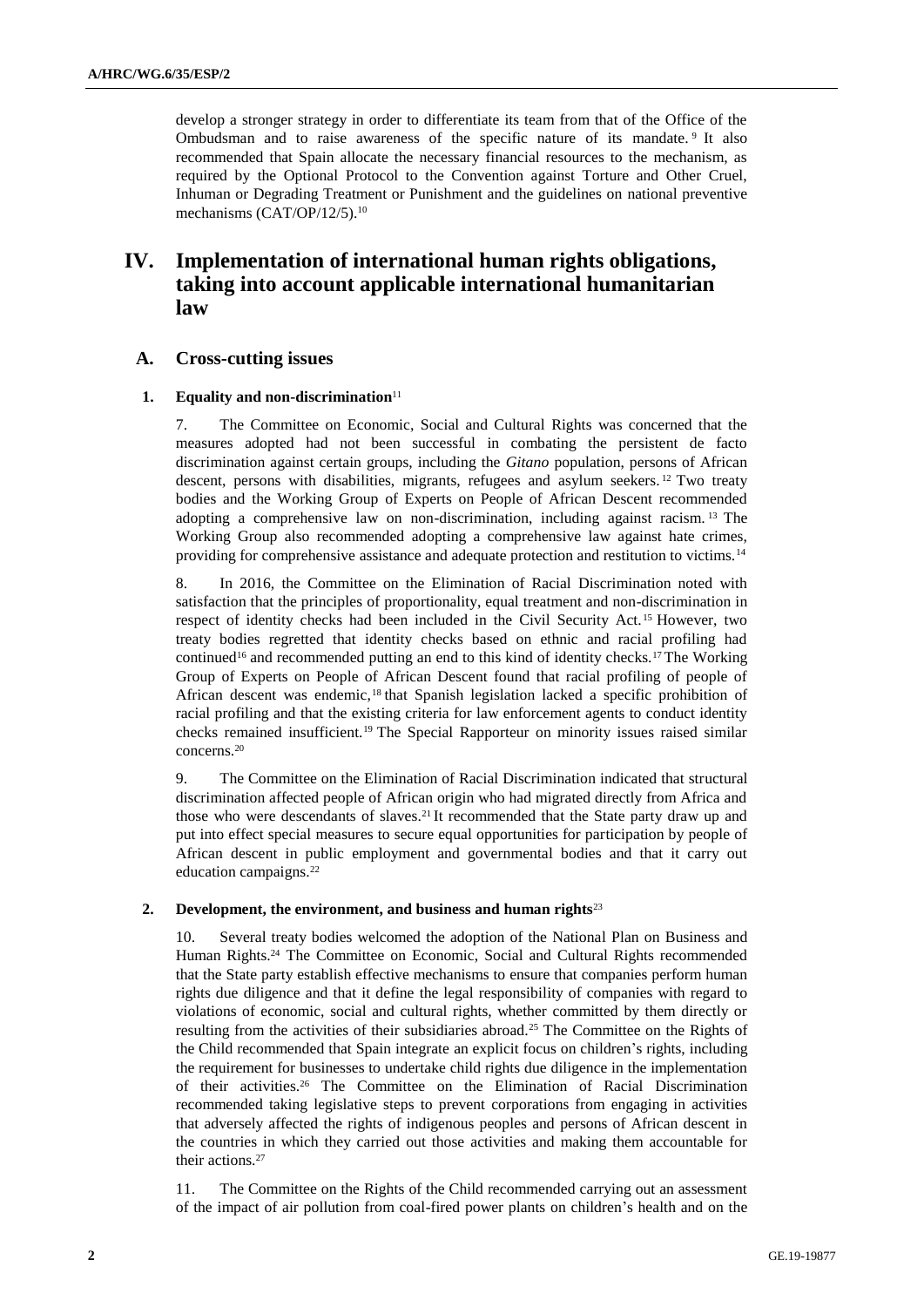develop a stronger strategy in order to differentiate its team from that of the Office of the Ombudsman and to raise awareness of the specific nature of its mandate.[9] It also recommended that Spain allocate the necessary financial resources to the mechanism, as required by the Optional Protocol to the Convention against Torture and Other Cruel, Inhuman or Degrading Treatment or Punishment and the guidelines on national preventive mechanisms (CAT/OP/12/5).[10]

# IV. Implementation of international human rights obligations, taking into account applicable international humanitarian law

## A. Cross-cutting issues

### 1. Equality and non-discrimination[11]

7. The Committee on Economic, Social and Cultural Rights was concerned that the measures adopted had not been successful in combating the persistent de facto discrimination against certain groups, including the *Gitano* population, persons of African descent, persons with disabilities, migrants, refugees and asylum seekers.[12] Two treaty bodies and the Working Group of Experts on People of African Descent recommended adopting a comprehensive law on non-discrimination, including against racism.[13] The Working Group also recommended adopting a comprehensive law against hate crimes, providing for comprehensive assistance and adequate protection and restitution to victims.[14]

8. In 2016, the Committee on the Elimination of Racial Discrimination noted with satisfaction that the principles of proportionality, equal treatment and non-discrimination in respect of identity checks had been included in the Civil Security Act.[15] However, two treaty bodies regretted that identity checks based on ethnic and racial profiling had continued[16] and recommended putting an end to this kind of identity checks.[17] The Working Group of Experts on People of African Descent found that racial profiling of people of African descent was endemic,[18] that Spanish legislation lacked a specific prohibition of racial profiling and that the existing criteria for law enforcement agents to conduct identity checks remained insufficient.[19] The Special Rapporteur on minority issues raised similar concerns.[20]

9. The Committee on the Elimination of Racial Discrimination indicated that structural discrimination affected people of African origin who had migrated directly from Africa and those who were descendants of slaves.[21] It recommended that the State party draw up and put into effect special measures to secure equal opportunities for participation by people of African descent in public employment and governmental bodies and that it carry out education campaigns.[22]

### 2. Development, the environment, and business and human rights[23]

10. Several treaty bodies welcomed the adoption of the National Plan on Business and Human Rights.[24] The Committee on Economic, Social and Cultural Rights recommended that the State party establish effective mechanisms to ensure that companies perform human rights due diligence and that it define the legal responsibility of companies with regard to violations of economic, social and cultural rights, whether committed by them directly or resulting from the activities of their subsidiaries abroad.[25] The Committee on the Rights of the Child recommended that Spain integrate an explicit focus on children's rights, including the requirement for businesses to undertake child rights due diligence in the implementation of their activities.[26] The Committee on the Elimination of Racial Discrimination recommended taking legislative steps to prevent corporations from engaging in activities that adversely affected the rights of indigenous peoples and persons of African descent in the countries in which they carried out those activities and making them accountable for their actions.[27]

11. The Committee on the Rights of the Child recommended carrying out an assessment of the impact of air pollution from coal-fired power plants on children's health and on the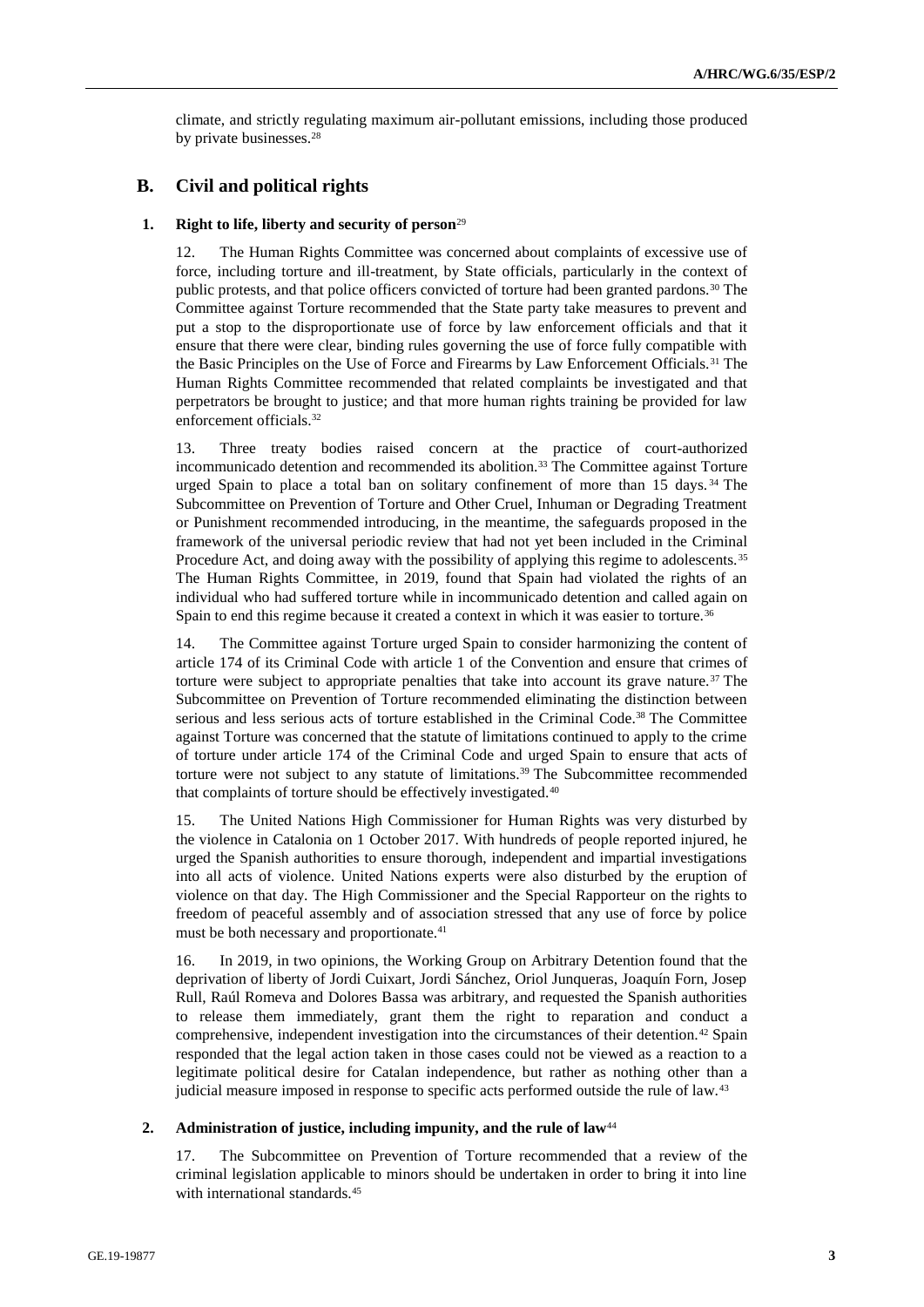climate, and strictly regulating maximum air-pollutant emissions, including those produced by private businesses.[28]

## B. Civil and political rights

### 1. Right to life, liberty and security of person[29]

12. The Human Rights Committee was concerned about complaints of excessive use of force, including torture and ill-treatment, by State officials, particularly in the context of public protests, and that police officers convicted of torture had been granted pardons.[30] The Committee against Torture recommended that the State party take measures to prevent and put a stop to the disproportionate use of force by law enforcement officials and that it ensure that there were clear, binding rules governing the use of force fully compatible with the Basic Principles on the Use of Force and Firearms by Law Enforcement Officials.[31] The Human Rights Committee recommended that related complaints be investigated and that perpetrators be brought to justice; and that more human rights training be provided for law enforcement officials.[32]

13. Three treaty bodies raised concern at the practice of court-authorized incommunicado detention and recommended its abolition.[33] The Committee against Torture urged Spain to place a total ban on solitary confinement of more than 15 days.[34] The Subcommittee on Prevention of Torture and Other Cruel, Inhuman or Degrading Treatment or Punishment recommended introducing, in the meantime, the safeguards proposed in the framework of the universal periodic review that had not yet been included in the Criminal Procedure Act, and doing away with the possibility of applying this regime to adolescents.[35] The Human Rights Committee, in 2019, found that Spain had violated the rights of an individual who had suffered torture while in incommunicado detention and called again on Spain to end this regime because it created a context in which it was easier to torture.[36]

14. The Committee against Torture urged Spain to consider harmonizing the content of article 174 of its Criminal Code with article 1 of the Convention and ensure that crimes of torture were subject to appropriate penalties that take into account its grave nature.[37] The Subcommittee on Prevention of Torture recommended eliminating the distinction between serious and less serious acts of torture established in the Criminal Code.[38] The Committee against Torture was concerned that the statute of limitations continued to apply to the crime of torture under article 174 of the Criminal Code and urged Spain to ensure that acts of torture were not subject to any statute of limitations.[39] The Subcommittee recommended that complaints of torture should be effectively investigated.[40]

15. The United Nations High Commissioner for Human Rights was very disturbed by the violence in Catalonia on 1 October 2017. With hundreds of people reported injured, he urged the Spanish authorities to ensure thorough, independent and impartial investigations into all acts of violence. United Nations experts were also disturbed by the eruption of violence on that day. The High Commissioner and the Special Rapporteur on the rights to freedom of peaceful assembly and of association stressed that any use of force by police must be both necessary and proportionate.[41]

16. In 2019, in two opinions, the Working Group on Arbitrary Detention found that the deprivation of liberty of Jordi Cuixart, Jordi Sánchez, Oriol Junqueras, Joaquín Forn, Josep Rull, Raúl Romeva and Dolores Bassa was arbitrary, and requested the Spanish authorities to release them immediately, grant them the right to reparation and conduct a comprehensive, independent investigation into the circumstances of their detention.[42] Spain responded that the legal action taken in those cases could not be viewed as a reaction to a legitimate political desire for Catalan independence, but rather as nothing other than a judicial measure imposed in response to specific acts performed outside the rule of law.[43]

### 2. Administration of justice, including impunity, and the rule of law[44]

17. The Subcommittee on Prevention of Torture recommended that a review of the criminal legislation applicable to minors should be undertaken in order to bring it into line with international standards.[45]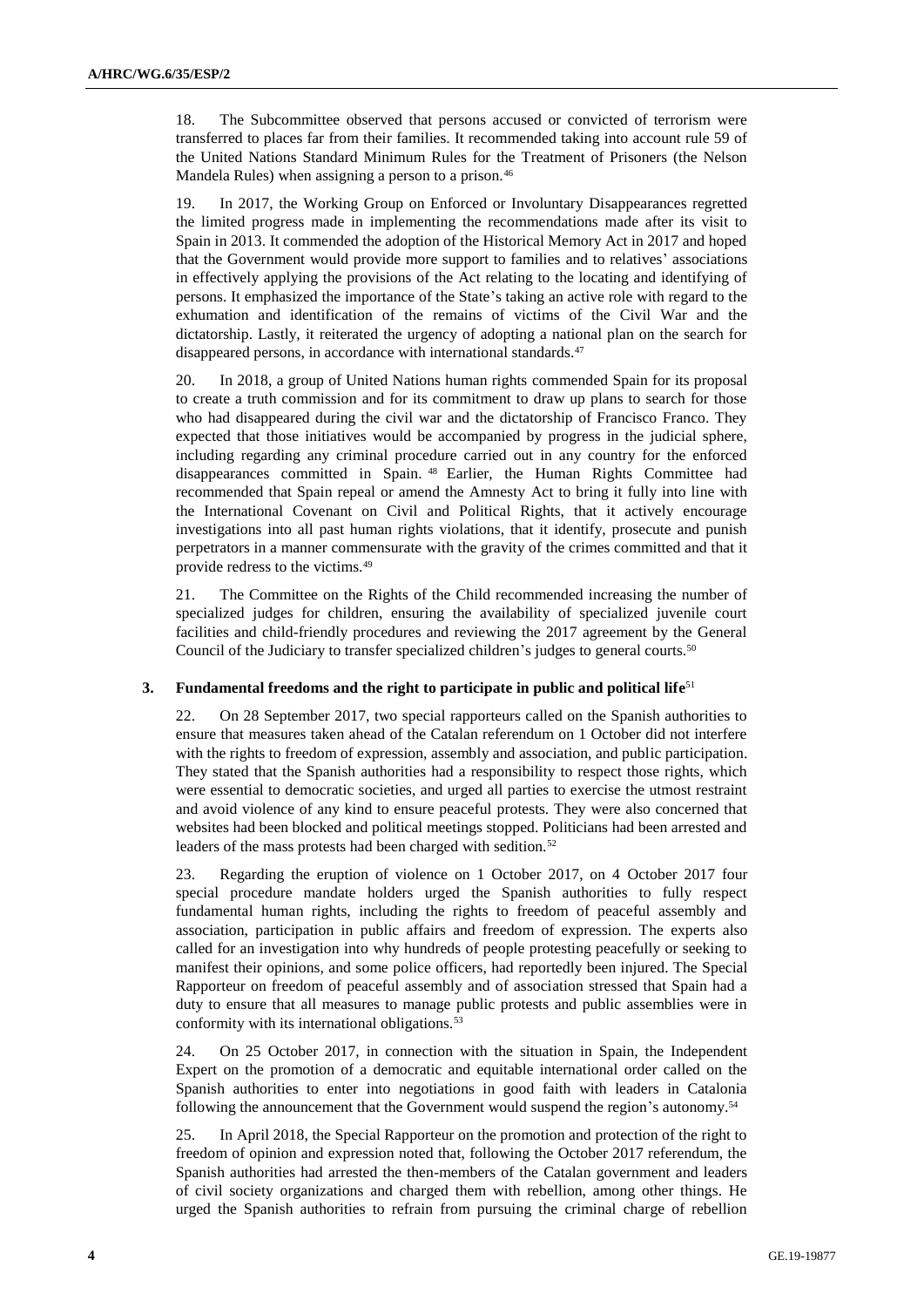18. The Subcommittee observed that persons accused or convicted of terrorism were transferred to places far from their families. It recommended taking into account rule 59 of the United Nations Standard Minimum Rules for the Treatment of Prisoners (the Nelson Mandela Rules) when assigning a person to a prison.[46]

19. In 2017, the Working Group on Enforced or Involuntary Disappearances regretted the limited progress made in implementing the recommendations made after its visit to Spain in 2013. It commended the adoption of the Historical Memory Act in 2017 and hoped that the Government would provide more support to families and to relatives' associations in effectively applying the provisions of the Act relating to the locating and identifying of persons. It emphasized the importance of the State's taking an active role with regard to the exhumation and identification of the remains of victims of the Civil War and the dictatorship. Lastly, it reiterated the urgency of adopting a national plan on the search for disappeared persons, in accordance with international standards.[47]

20. In 2018, a group of United Nations human rights commended Spain for its proposal to create a truth commission and for its commitment to draw up plans to search for those who had disappeared during the civil war and the dictatorship of Francisco Franco. They expected that those initiatives would be accompanied by progress in the judicial sphere, including regarding any criminal procedure carried out in any country for the enforced disappearances committed in Spain.[48] Earlier, the Human Rights Committee had recommended that Spain repeal or amend the Amnesty Act to bring it fully into line with the International Covenant on Civil and Political Rights, that it actively encourage investigations into all past human rights violations, that it identify, prosecute and punish perpetrators in a manner commensurate with the gravity of the crimes committed and that it provide redress to the victims.[49]

21. The Committee on the Rights of the Child recommended increasing the number of specialized judges for children, ensuring the availability of specialized juvenile court facilities and child-friendly procedures and reviewing the 2017 agreement by the General Council of the Judiciary to transfer specialized children's judges to general courts.[50]

### 3. Fundamental freedoms and the right to participate in public and political life[51]

22. On 28 September 2017, two special rapporteurs called on the Spanish authorities to ensure that measures taken ahead of the Catalan referendum on 1 October did not interfere with the rights to freedom of expression, assembly and association, and public participation. They stated that the Spanish authorities had a responsibility to respect those rights, which were essential to democratic societies, and urged all parties to exercise the utmost restraint and avoid violence of any kind to ensure peaceful protests. They were also concerned that websites had been blocked and political meetings stopped. Politicians had been arrested and leaders of the mass protests had been charged with sedition.[52]

23. Regarding the eruption of violence on 1 October 2017, on 4 October 2017 four special procedure mandate holders urged the Spanish authorities to fully respect fundamental human rights, including the rights to freedom of peaceful assembly and association, participation in public affairs and freedom of expression. The experts also called for an investigation into why hundreds of people protesting peacefully or seeking to manifest their opinions, and some police officers, had reportedly been injured. The Special Rapporteur on freedom of peaceful assembly and of association stressed that Spain had a duty to ensure that all measures to manage public protests and public assemblies were in conformity with its international obligations.[53]

24. On 25 October 2017, in connection with the situation in Spain, the Independent Expert on the promotion of a democratic and equitable international order called on the Spanish authorities to enter into negotiations in good faith with leaders in Catalonia following the announcement that the Government would suspend the region's autonomy.[54]

25. In April 2018, the Special Rapporteur on the promotion and protection of the right to freedom of opinion and expression noted that, following the October 2017 referendum, the Spanish authorities had arrested the then-members of the Catalan government and leaders of civil society organizations and charged them with rebellion, among other things. He urged the Spanish authorities to refrain from pursuing the criminal charge of rebellion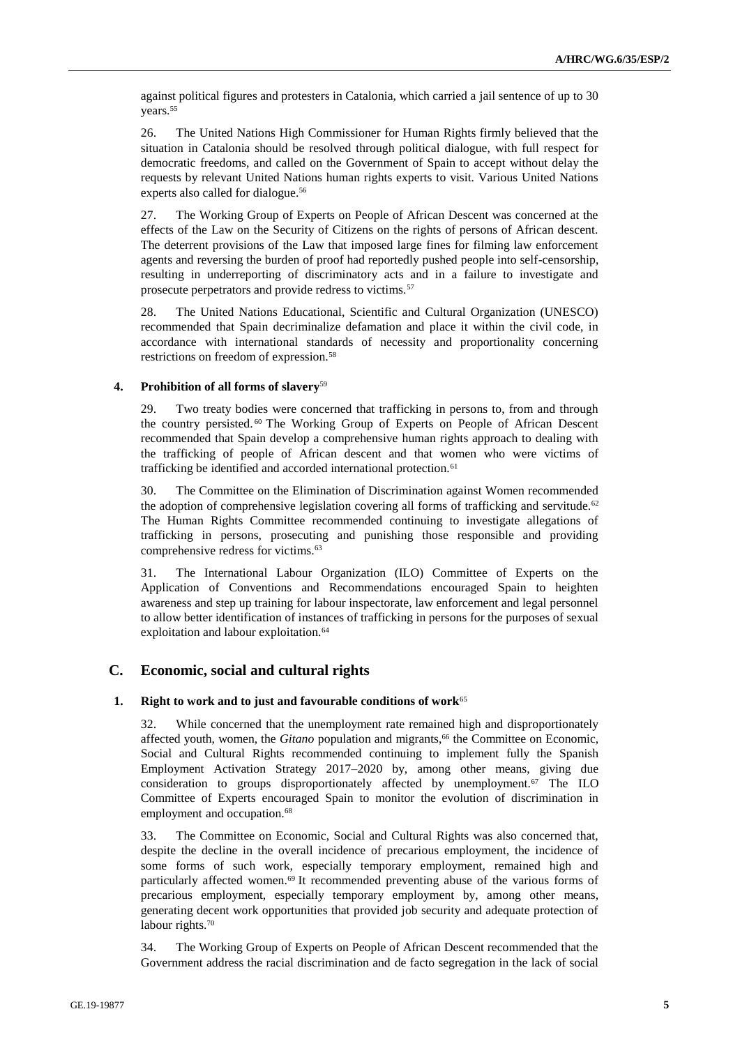against political figures and protesters in Catalonia, which carried a jail sentence of up to 30 years.[55]

26. The United Nations High Commissioner for Human Rights firmly believed that the situation in Catalonia should be resolved through political dialogue, with full respect for democratic freedoms, and called on the Government of Spain to accept without delay the requests by relevant United Nations human rights experts to visit. Various United Nations experts also called for dialogue.[56]

27. The Working Group of Experts on People of African Descent was concerned at the effects of the Law on the Security of Citizens on the rights of persons of African descent. The deterrent provisions of the Law that imposed large fines for filming law enforcement agents and reversing the burden of proof had reportedly pushed people into self-censorship, resulting in underreporting of discriminatory acts and in a failure to investigate and prosecute perpetrators and provide redress to victims.[57]

28. The United Nations Educational, Scientific and Cultural Organization (UNESCO) recommended that Spain decriminalize defamation and place it within the civil code, in accordance with international standards of necessity and proportionality concerning restrictions on freedom of expression.[58]

### 4. Prohibition of all forms of slavery[59]

29. Two treaty bodies were concerned that trafficking in persons to, from and through the country persisted.[60] The Working Group of Experts on People of African Descent recommended that Spain develop a comprehensive human rights approach to dealing with the trafficking of people of African descent and that women who were victims of trafficking be identified and accorded international protection.[61]

30. The Committee on the Elimination of Discrimination against Women recommended the adoption of comprehensive legislation covering all forms of trafficking and servitude.[62] The Human Rights Committee recommended continuing to investigate allegations of trafficking in persons, prosecuting and punishing those responsible and providing comprehensive redress for victims.[63]

31. The International Labour Organization (ILO) Committee of Experts on the Application of Conventions and Recommendations encouraged Spain to heighten awareness and step up training for labour inspectorate, law enforcement and legal personnel to allow better identification of instances of trafficking in persons for the purposes of sexual exploitation and labour exploitation.[64]

## C. Economic, social and cultural rights

### 1. Right to work and to just and favourable conditions of work[65]

32. While concerned that the unemployment rate remained high and disproportionately affected youth, women, the *Gitano* population and migrants,[66] the Committee on Economic, Social and Cultural Rights recommended continuing to implement fully the Spanish Employment Activation Strategy 2017–2020 by, among other means, giving due consideration to groups disproportionately affected by unemployment.[67] The ILO Committee of Experts encouraged Spain to monitor the evolution of discrimination in employment and occupation.[68]

33. The Committee on Economic, Social and Cultural Rights was also concerned that, despite the decline in the overall incidence of precarious employment, the incidence of some forms of such work, especially temporary employment, remained high and particularly affected women.[69] It recommended preventing abuse of the various forms of precarious employment, especially temporary employment by, among other means, generating decent work opportunities that provided job security and adequate protection of labour rights.[70]

34. The Working Group of Experts on People of African Descent recommended that the Government address the racial discrimination and de facto segregation in the lack of social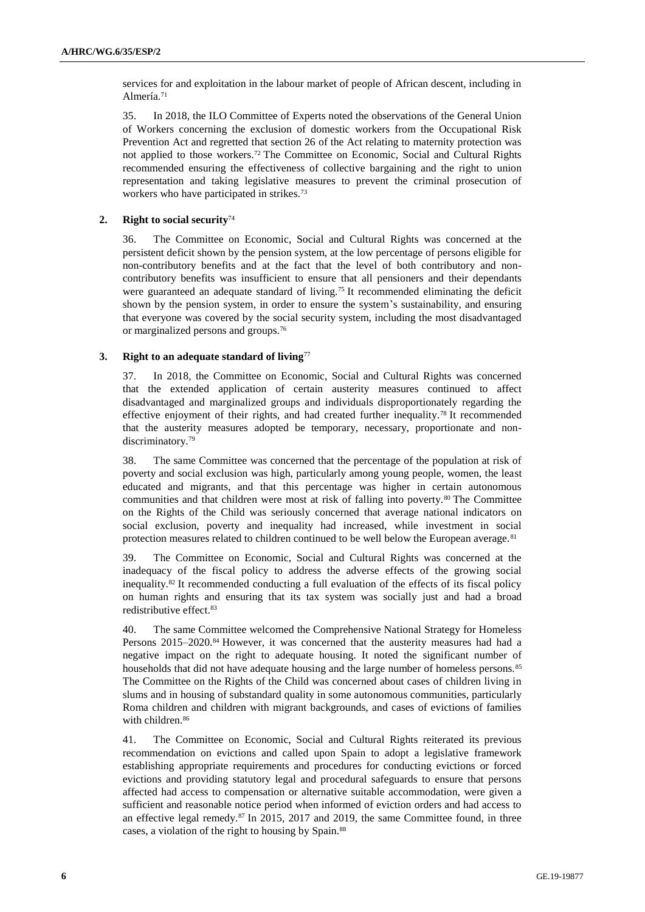services for and exploitation in the labour market of people of African descent, including in Almería.[71]

35. In 2018, the ILO Committee of Experts noted the observations of the General Union of Workers concerning the exclusion of domestic workers from the Occupational Risk Prevention Act and regretted that section 26 of the Act relating to maternity protection was not applied to those workers.[72] The Committee on Economic, Social and Cultural Rights recommended ensuring the effectiveness of collective bargaining and the right to union representation and taking legislative measures to prevent the criminal prosecution of workers who have participated in strikes.[73]

### 2. Right to social security[74]

36. The Committee on Economic, Social and Cultural Rights was concerned at the persistent deficit shown by the pension system, at the low percentage of persons eligible for non-contributory benefits and at the fact that the level of both contributory and non-contributory benefits was insufficient to ensure that all pensioners and their dependants were guaranteed an adequate standard of living.[75] It recommended eliminating the deficit shown by the pension system, in order to ensure the system's sustainability, and ensuring that everyone was covered by the social security system, including the most disadvantaged or marginalized persons and groups.[76]

### 3. Right to an adequate standard of living[77]

37. In 2018, the Committee on Economic, Social and Cultural Rights was concerned that the extended application of certain austerity measures continued to affect disadvantaged and marginalized groups and individuals disproportionately regarding the effective enjoyment of their rights, and had created further inequality.[78] It recommended that the austerity measures adopted be temporary, necessary, proportionate and non-discriminatory.[79]

38. The same Committee was concerned that the percentage of the population at risk of poverty and social exclusion was high, particularly among young people, women, the least educated and migrants, and that this percentage was higher in certain autonomous communities and that children were most at risk of falling into poverty.[80] The Committee on the Rights of the Child was seriously concerned that average national indicators on social exclusion, poverty and inequality had increased, while investment in social protection measures related to children continued to be well below the European average.[81]

39. The Committee on Economic, Social and Cultural Rights was concerned at the inadequacy of the fiscal policy to address the adverse effects of the growing social inequality.[82] It recommended conducting a full evaluation of the effects of its fiscal policy on human rights and ensuring that its tax system was socially just and had a broad redistributive effect.[83]

40. The same Committee welcomed the Comprehensive National Strategy for Homeless Persons 2015–2020.[84] However, it was concerned that the austerity measures had had a negative impact on the right to adequate housing. It noted the significant number of households that did not have adequate housing and the large number of homeless persons.[85] The Committee on the Rights of the Child was concerned about cases of children living in slums and in housing of substandard quality in some autonomous communities, particularly Roma children and children with migrant backgrounds, and cases of evictions of families with children.[86]

41. The Committee on Economic, Social and Cultural Rights reiterated its previous recommendation on evictions and called upon Spain to adopt a legislative framework establishing appropriate requirements and procedures for conducting evictions or forced evictions and providing statutory legal and procedural safeguards to ensure that persons affected had access to compensation or alternative suitable accommodation, were given a sufficient and reasonable notice period when informed of eviction orders and had access to an effective legal remedy.[87] In 2015, 2017 and 2019, the same Committee found, in three cases, a violation of the right to housing by Spain.[88]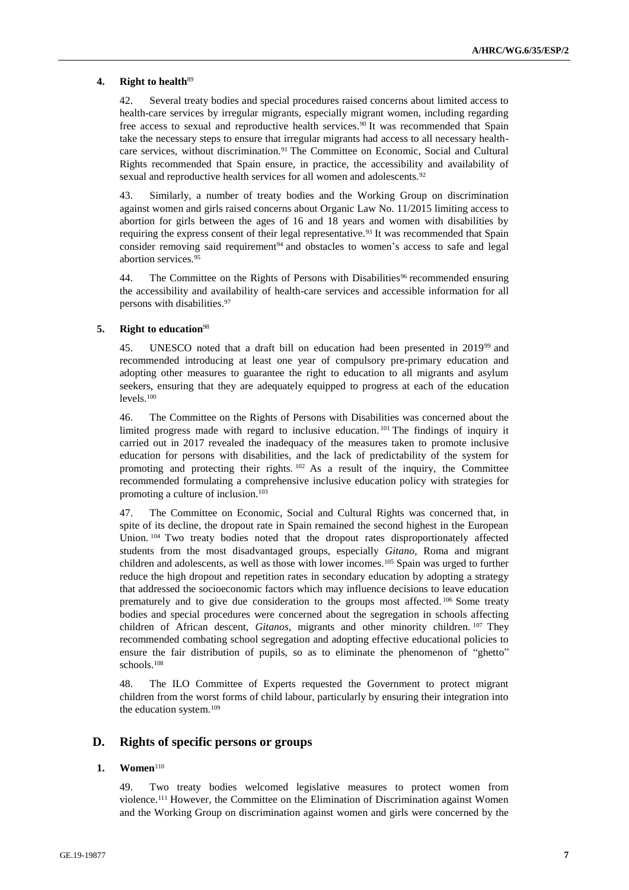### 4. Right to health[89]

42. Several treaty bodies and special procedures raised concerns about limited access to health-care services by irregular migrants, especially migrant women, including regarding free access to sexual and reproductive health services.[90] It was recommended that Spain take the necessary steps to ensure that irregular migrants had access to all necessary health-care services, without discrimination.[91] The Committee on Economic, Social and Cultural Rights recommended that Spain ensure, in practice, the accessibility and availability of sexual and reproductive health services for all women and adolescents.[92]

43. Similarly, a number of treaty bodies and the Working Group on discrimination against women and girls raised concerns about Organic Law No. 11/2015 limiting access to abortion for girls between the ages of 16 and 18 years and women with disabilities by requiring the express consent of their legal representative.[93] It was recommended that Spain consider removing said requirement[94] and obstacles to women's access to safe and legal abortion services.[95]

44. The Committee on the Rights of Persons with Disabilities[96] recommended ensuring the accessibility and availability of health-care services and accessible information for all persons with disabilities.[97]

### 5. Right to education[98]

45. UNESCO noted that a draft bill on education had been presented in 2019[99] and recommended introducing at least one year of compulsory pre-primary education and adopting other measures to guarantee the right to education to all migrants and asylum seekers, ensuring that they are adequately equipped to progress at each of the education levels.[100]

46. The Committee on the Rights of Persons with Disabilities was concerned about the limited progress made with regard to inclusive education.[101] The findings of inquiry it carried out in 2017 revealed the inadequacy of the measures taken to promote inclusive education for persons with disabilities, and the lack of predictability of the system for promoting and protecting their rights.[102] As a result of the inquiry, the Committee recommended formulating a comprehensive inclusive education policy with strategies for promoting a culture of inclusion.[103]

47. The Committee on Economic, Social and Cultural Rights was concerned that, in spite of its decline, the dropout rate in Spain remained the second highest in the European Union.[104] Two treaty bodies noted that the dropout rates disproportionately affected students from the most disadvantaged groups, especially *Gitano*, Roma and migrant children and adolescents, as well as those with lower incomes.[105] Spain was urged to further reduce the high dropout and repetition rates in secondary education by adopting a strategy that addressed the socioeconomic factors which may influence decisions to leave education prematurely and to give due consideration to the groups most affected.[106] Some treaty bodies and special procedures were concerned about the segregation in schools affecting children of African descent, *Gitanos*, migrants and other minority children.[107] They recommended combating school segregation and adopting effective educational policies to ensure the fair distribution of pupils, so as to eliminate the phenomenon of "ghetto" schools.[108]

48. The ILO Committee of Experts requested the Government to protect migrant children from the worst forms of child labour, particularly by ensuring their integration into the education system.[109]

## D. Rights of specific persons or groups

### 1. Women[110]

49. Two treaty bodies welcomed legislative measures to protect women from violence.[111] However, the Committee on the Elimination of Discrimination against Women and the Working Group on discrimination against women and girls were concerned by the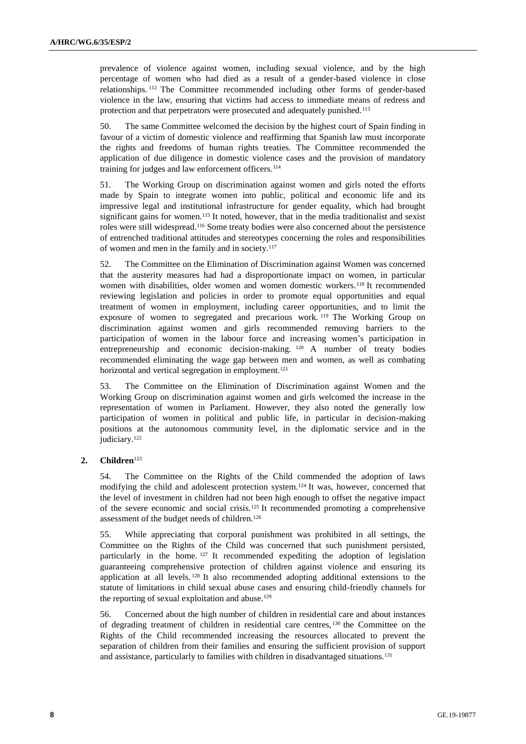prevalence of violence against women, including sexual violence, and by the high percentage of women who had died as a result of a gender-based violence in close relationships.[112] The Committee recommended including other forms of gender-based violence in the law, ensuring that victims had access to immediate means of redress and protection and that perpetrators were prosecuted and adequately punished.[113]

50. The same Committee welcomed the decision by the highest court of Spain finding in favour of a victim of domestic violence and reaffirming that Spanish law must incorporate the rights and freedoms of human rights treaties. The Committee recommended the application of due diligence in domestic violence cases and the provision of mandatory training for judges and law enforcement officers.[114]

51. The Working Group on discrimination against women and girls noted the efforts made by Spain to integrate women into public, political and economic life and its impressive legal and institutional infrastructure for gender equality, which had brought significant gains for women.[115] It noted, however, that in the media traditionalist and sexist roles were still widespread.[116] Some treaty bodies were also concerned about the persistence of entrenched traditional attitudes and stereotypes concerning the roles and responsibilities of women and men in the family and in society.[117]

52. The Committee on the Elimination of Discrimination against Women was concerned that the austerity measures had had a disproportionate impact on women, in particular women with disabilities, older women and women domestic workers.[118] It recommended reviewing legislation and policies in order to promote equal opportunities and equal treatment of women in employment, including career opportunities, and to limit the exposure of women to segregated and precarious work.[119] The Working Group on discrimination against women and girls recommended removing barriers to the participation of women in the labour force and increasing women's participation in entrepreneurship and economic decision-making.[120] A number of treaty bodies recommended eliminating the wage gap between men and women, as well as combating horizontal and vertical segregation in employment.[121]

53. The Committee on the Elimination of Discrimination against Women and the Working Group on discrimination against women and girls welcomed the increase in the representation of women in Parliament. However, they also noted the generally low participation of women in political and public life, in particular in decision-making positions at the autonomous community level, in the diplomatic service and in the judiciary.[122]

## 2. Children[123]

54. The Committee on the Rights of the Child commended the adoption of laws modifying the child and adolescent protection system.[124] It was, however, concerned that the level of investment in children had not been high enough to offset the negative impact of the severe economic and social crisis.[125] It recommended promoting a comprehensive assessment of the budget needs of children.[126]

55. While appreciating that corporal punishment was prohibited in all settings, the Committee on the Rights of the Child was concerned that such punishment persisted, particularly in the home.[127] It recommended expediting the adoption of legislation guaranteeing comprehensive protection of children against violence and ensuring its application at all levels.[128] It also recommended adopting additional extensions to the statute of limitations in child sexual abuse cases and ensuring child-friendly channels for the reporting of sexual exploitation and abuse.[129]

56. Concerned about the high number of children in residential care and about instances of degrading treatment of children in residential care centres,[130] the Committee on the Rights of the Child recommended increasing the resources allocated to prevent the separation of children from their families and ensuring the sufficient provision of support and assistance, particularly to families with children in disadvantaged situations.[131]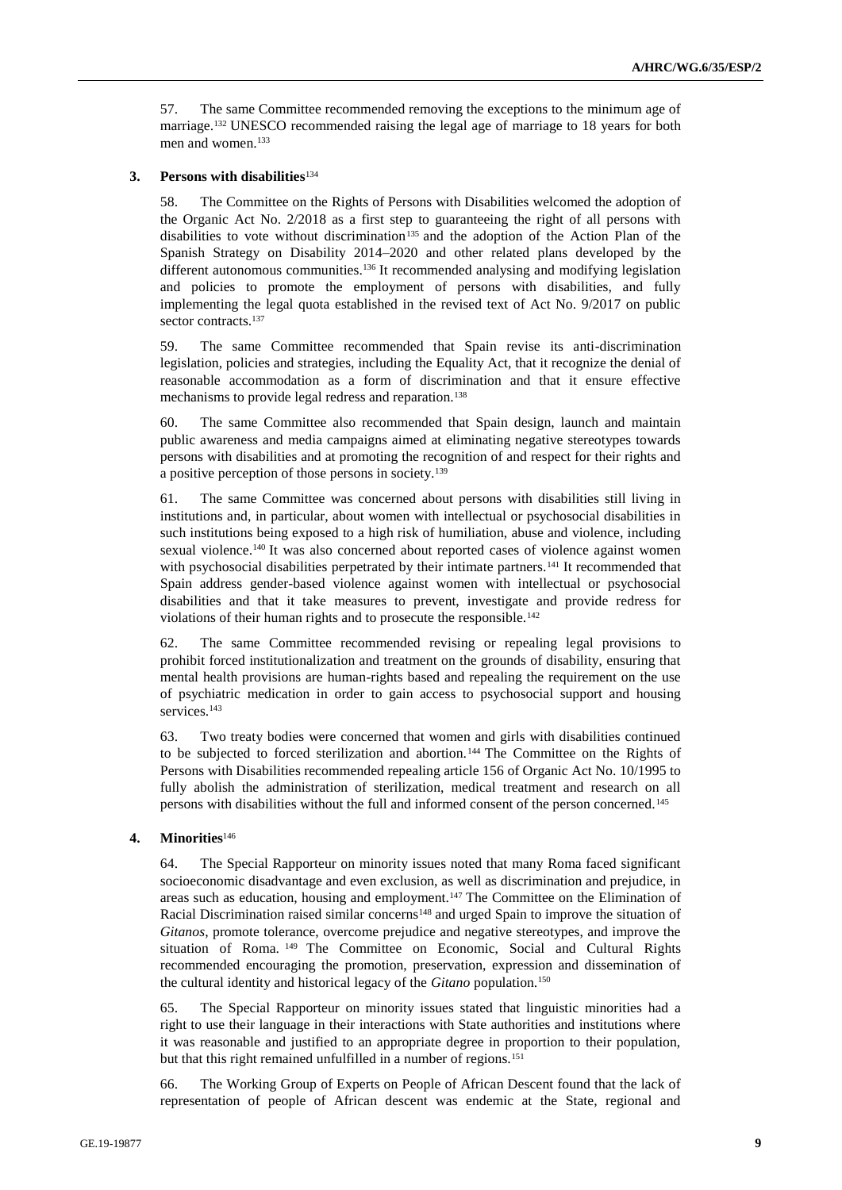57. The same Committee recommended removing the exceptions to the minimum age of marriage.[132] UNESCO recommended raising the legal age of marriage to 18 years for both men and women.[133]

### 3. Persons with disabilities[134]

58. The Committee on the Rights of Persons with Disabilities welcomed the adoption of the Organic Act No. 2/2018 as a first step to guaranteeing the right of all persons with disabilities to vote without discrimination[135] and the adoption of the Action Plan of the Spanish Strategy on Disability 2014–2020 and other related plans developed by the different autonomous communities.[136] It recommended analysing and modifying legislation and policies to promote the employment of persons with disabilities, and fully implementing the legal quota established in the revised text of Act No. 9/2017 on public sector contracts.[137]

59. The same Committee recommended that Spain revise its anti-discrimination legislation, policies and strategies, including the Equality Act, that it recognize the denial of reasonable accommodation as a form of discrimination and that it ensure effective mechanisms to provide legal redress and reparation.[138]

60. The same Committee also recommended that Spain design, launch and maintain public awareness and media campaigns aimed at eliminating negative stereotypes towards persons with disabilities and at promoting the recognition of and respect for their rights and a positive perception of those persons in society.[139]

61. The same Committee was concerned about persons with disabilities still living in institutions and, in particular, about women with intellectual or psychosocial disabilities in such institutions being exposed to a high risk of humiliation, abuse and violence, including sexual violence.[140] It was also concerned about reported cases of violence against women with psychosocial disabilities perpetrated by their intimate partners.[141] It recommended that Spain address gender-based violence against women with intellectual or psychosocial disabilities and that it take measures to prevent, investigate and provide redress for violations of their human rights and to prosecute the responsible.[142]

62. The same Committee recommended revising or repealing legal provisions to prohibit forced institutionalization and treatment on the grounds of disability, ensuring that mental health provisions are human-rights based and repealing the requirement on the use of psychiatric medication in order to gain access to psychosocial support and housing services.[143]

63. Two treaty bodies were concerned that women and girls with disabilities continued to be subjected to forced sterilization and abortion.[144] The Committee on the Rights of Persons with Disabilities recommended repealing article 156 of Organic Act No. 10/1995 to fully abolish the administration of sterilization, medical treatment and research on all persons with disabilities without the full and informed consent of the person concerned.[145]

### 4. Minorities[146]

64. The Special Rapporteur on minority issues noted that many Roma faced significant socioeconomic disadvantage and even exclusion, as well as discrimination and prejudice, in areas such as education, housing and employment.[147] The Committee on the Elimination of Racial Discrimination raised similar concerns[148] and urged Spain to improve the situation of *Gitanos*, promote tolerance, overcome prejudice and negative stereotypes, and improve the situation of Roma.[149] The Committee on Economic, Social and Cultural Rights recommended encouraging the promotion, preservation, expression and dissemination of the cultural identity and historical legacy of the *Gitano* population.[150]

65. The Special Rapporteur on minority issues stated that linguistic minorities had a right to use their language in their interactions with State authorities and institutions where it was reasonable and justified to an appropriate degree in proportion to their population, but that this right remained unfulfilled in a number of regions.[151]

66. The Working Group of Experts on People of African Descent found that the lack of representation of people of African descent was endemic at the State, regional and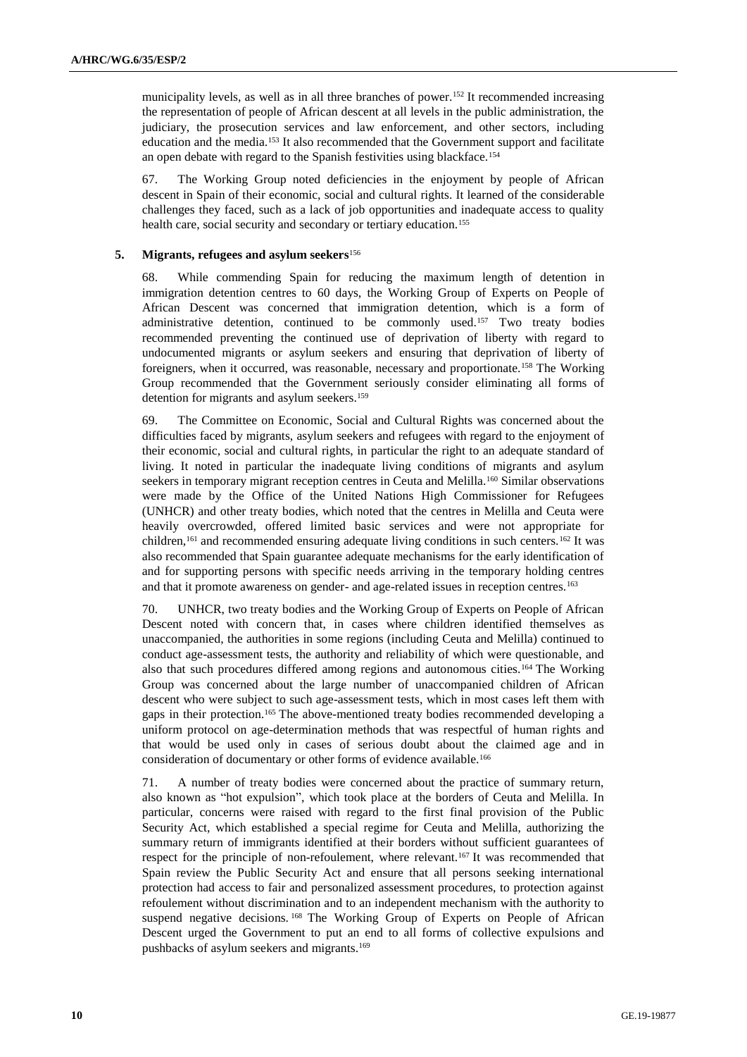municipality levels, as well as in all three branches of power.[152] It recommended increasing the representation of people of African descent at all levels in the public administration, the judiciary, the prosecution services and law enforcement, and other sectors, including education and the media.[153] It also recommended that the Government support and facilitate an open debate with regard to the Spanish festivities using blackface.[154]

67. The Working Group noted deficiencies in the enjoyment by people of African descent in Spain of their economic, social and cultural rights. It learned of the considerable challenges they faced, such as a lack of job opportunities and inadequate access to quality health care, social security and secondary or tertiary education.[155]

### 5. Migrants, refugees and asylum seekers[156]

68. While commending Spain for reducing the maximum length of detention in immigration detention centres to 60 days, the Working Group of Experts on People of African Descent was concerned that immigration detention, which is a form of administrative detention, continued to be commonly used.[157] Two treaty bodies recommended preventing the continued use of deprivation of liberty with regard to undocumented migrants or asylum seekers and ensuring that deprivation of liberty of foreigners, when it occurred, was reasonable, necessary and proportionate.[158] The Working Group recommended that the Government seriously consider eliminating all forms of detention for migrants and asylum seekers.[159]

69. The Committee on Economic, Social and Cultural Rights was concerned about the difficulties faced by migrants, asylum seekers and refugees with regard to the enjoyment of their economic, social and cultural rights, in particular the right to an adequate standard of living. It noted in particular the inadequate living conditions of migrants and asylum seekers in temporary migrant reception centres in Ceuta and Melilla.[160] Similar observations were made by the Office of the United Nations High Commissioner for Refugees (UNHCR) and other treaty bodies, which noted that the centres in Melilla and Ceuta were heavily overcrowded, offered limited basic services and were not appropriate for children,[161] and recommended ensuring adequate living conditions in such centers.[162] It was also recommended that Spain guarantee adequate mechanisms for the early identification of and for supporting persons with specific needs arriving in the temporary holding centres and that it promote awareness on gender- and age-related issues in reception centres.[163]

70. UNHCR, two treaty bodies and the Working Group of Experts on People of African Descent noted with concern that, in cases where children identified themselves as unaccompanied, the authorities in some regions (including Ceuta and Melilla) continued to conduct age-assessment tests, the authority and reliability of which were questionable, and also that such procedures differed among regions and autonomous cities.[164] The Working Group was concerned about the large number of unaccompanied children of African descent who were subject to such age-assessment tests, which in most cases left them with gaps in their protection.[165] The above-mentioned treaty bodies recommended developing a uniform protocol on age-determination methods that was respectful of human rights and that would be used only in cases of serious doubt about the claimed age and in consideration of documentary or other forms of evidence available.[166]

71. A number of treaty bodies were concerned about the practice of summary return, also known as "hot expulsion", which took place at the borders of Ceuta and Melilla. In particular, concerns were raised with regard to the first final provision of the Public Security Act, which established a special regime for Ceuta and Melilla, authorizing the summary return of immigrants identified at their borders without sufficient guarantees of respect for the principle of non-refoulement, where relevant.[167] It was recommended that Spain review the Public Security Act and ensure that all persons seeking international protection had access to fair and personalized assessment procedures, to protection against refoulement without discrimination and to an independent mechanism with the authority to suspend negative decisions.[168] The Working Group of Experts on People of African Descent urged the Government to put an end to all forms of collective expulsions and pushbacks of asylum seekers and migrants.[169]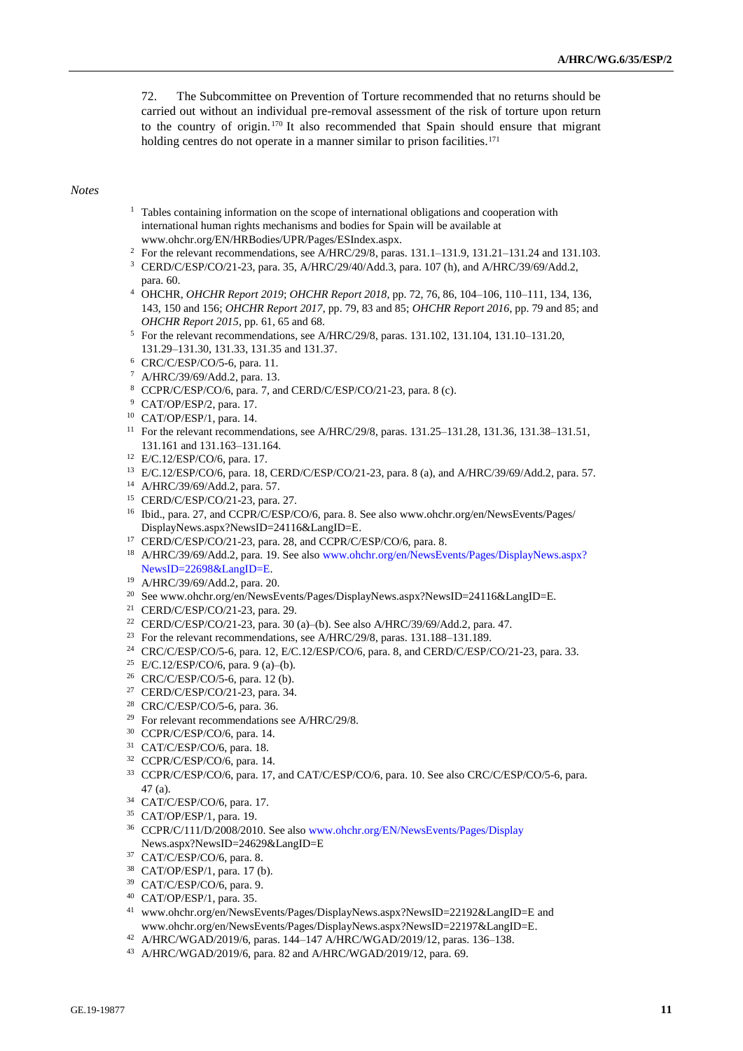72. The Subcommittee on Prevention of Torture recommended that no returns should be carried out without an individual pre-removal assessment of the risk of torture upon return to the country of origin.[170] It also recommended that Spain should ensure that migrant holding centres do not operate in a manner similar to prison facilities.[171]

*Notes*

[1] Tables containing information on the scope of international obligations and cooperation with international human rights mechanisms and bodies for Spain will be available at www.ohchr.org/EN/HRBodies/UPR/Pages/ESIndex.aspx.

[2] For the relevant recommendations, see A/HRC/29/8, paras. 131.1–131.9, 131.21–131.24 and 131.103.

[3] CERD/C/ESP/CO/21-23, para. 35, A/HRC/29/40/Add.3, para. 107 (h), and A/HRC/39/69/Add.2, para. 60.

[4] OHCHR, *OHCHR Report 2019*; *OHCHR Report 2018*, pp. 72, 76, 86, 104–106, 110–111, 134, 136, 143, 150 and 156; *OHCHR Report 2017*, pp. 79, 83 and 85; *OHCHR Report 2016*, pp. 79 and 85; and *OHCHR Report 2015*, pp. 61, 65 and 68.

[5] For the relevant recommendations, see A/HRC/29/8, paras. 131.102, 131.104, 131.10–131.20, 131.29–131.30, 131.33, 131.35 and 131.37.

[6] CRC/C/ESP/CO/5-6, para. 11.

[7] A/HRC/39/69/Add.2, para. 13.

[8] CCPR/C/ESP/CO/6, para. 7, and CERD/C/ESP/CO/21-23, para. 8 (c).

[9] CAT/OP/ESP/2, para. 17.

[10] CAT/OP/ESP/1, para. 14.

[11] For the relevant recommendations, see A/HRC/29/8, paras. 131.25–131.28, 131.36, 131.38–131.51, 131.161 and 131.163–131.164.

[12] E/C.12/ESP/CO/6, para. 17.

[13] E/C.12/ESP/CO/6, para. 18, CERD/C/ESP/CO/21-23, para. 8 (a), and A/HRC/39/69/Add.2, para. 57.

[14] A/HRC/39/69/Add.2, para. 57.

[15] CERD/C/ESP/CO/21-23, para. 27.

[16] Ibid., para. 27, and CCPR/C/ESP/CO/6, para. 8. See also www.ohchr.org/en/NewsEvents/Pages/DisplayNews.aspx?NewsID=24116&LangID=E.

[17] CERD/C/ESP/CO/21-23, para. 28, and CCPR/C/ESP/CO/6, para. 8.

[18] A/HRC/39/69/Add.2, para. 19. See also www.ohchr.org/en/NewsEvents/Pages/DisplayNews.aspx?NewsID=22698&LangID=E.

[19] A/HRC/39/69/Add.2, para. 20.

[20] See www.ohchr.org/en/NewsEvents/Pages/DisplayNews.aspx?NewsID=24116&LangID=E.

[21] CERD/C/ESP/CO/21-23, para. 29.

[22] CERD/C/ESP/CO/21-23, para. 30 (a)–(b). See also A/HRC/39/69/Add.2, para. 47.

[23] For the relevant recommendations, see A/HRC/29/8, paras. 131.188–131.189.

[24] CRC/C/ESP/CO/5-6, para. 12, E/C.12/ESP/CO/6, para. 8, and CERD/C/ESP/CO/21-23, para. 33.

[25] E/C.12/ESP/CO/6, para. 9 (a)–(b).

[26] CRC/C/ESP/CO/5-6, para. 12 (b).

[27] CERD/C/ESP/CO/21-23, para. 34.

[28] CRC/C/ESP/CO/5-6, para. 36.

[29] For relevant recommendations see A/HRC/29/8.

[30] CCPR/C/ESP/CO/6, para. 14.

[31] CAT/C/ESP/CO/6, para. 18.

[32] CCPR/C/ESP/CO/6, para. 14.

[33] CCPR/C/ESP/CO/6, para. 17, and CAT/C/ESP/CO/6, para. 10. See also CRC/C/ESP/CO/5-6, para. 47 (a).

[34] CAT/C/ESP/CO/6, para. 17.

[35] CAT/OP/ESP/1, para. 19.

[36] CCPR/C/111/D/2008/2010. See also www.ohchr.org/EN/NewsEvents/Pages/DisplayNews.aspx?NewsID=24629&LangID=E

[37] CAT/C/ESP/CO/6, para. 8.

[38] CAT/OP/ESP/1, para. 17 (b).

[39] CAT/C/ESP/CO/6, para. 9.

[40] CAT/OP/ESP/1, para. 35.

[41] www.ohchr.org/en/NewsEvents/Pages/DisplayNews.aspx?NewsID=22192&LangID=E and www.ohchr.org/en/NewsEvents/Pages/DisplayNews.aspx?NewsID=22197&LangID=E.

[42] A/HRC/WGAD/2019/6, paras. 144–147 A/HRC/WGAD/2019/12, paras. 136–138.

[43] A/HRC/WGAD/2019/6, para. 82 and A/HRC/WGAD/2019/12, para. 69.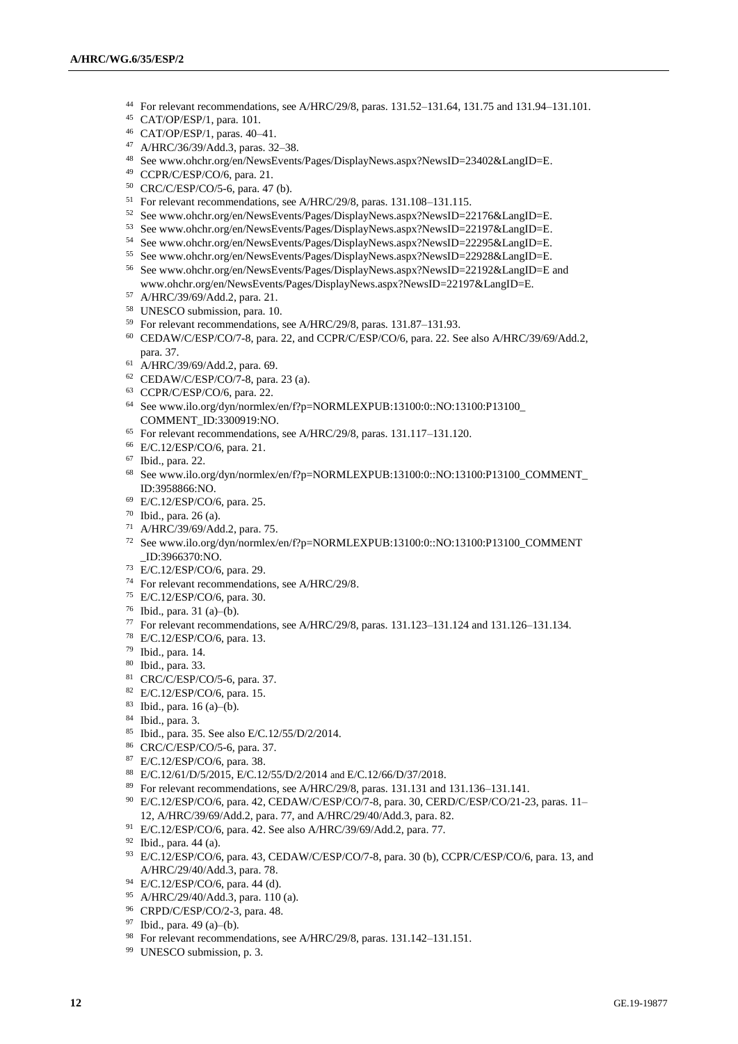[44] For relevant recommendations, see A/HRC/29/8, paras. 131.52–131.64, 131.75 and 131.94–131.101.

[45] CAT/OP/ESP/1, para. 101.

[46] CAT/OP/ESP/1, paras. 40–41.

[47] A/HRC/36/39/Add.3, paras. 32–38.

[48] See www.ohchr.org/en/NewsEvents/Pages/DisplayNews.aspx?NewsID=23402&LangID=E.

[49] CCPR/C/ESP/CO/6, para. 21.

[50] CRC/C/ESP/CO/5-6, para. 47 (b).

[51] For relevant recommendations, see A/HRC/29/8, paras. 131.108–131.115.

[52] See www.ohchr.org/en/NewsEvents/Pages/DisplayNews.aspx?NewsID=22176&LangID=E.

[53] See www.ohchr.org/en/NewsEvents/Pages/DisplayNews.aspx?NewsID=22197&LangID=E.

[54] See www.ohchr.org/en/NewsEvents/Pages/DisplayNews.aspx?NewsID=22295&LangID=E.

[55] See www.ohchr.org/en/NewsEvents/Pages/DisplayNews.aspx?NewsID=22928&LangID=E.

[56] See www.ohchr.org/en/NewsEvents/Pages/DisplayNews.aspx?NewsID=22192&LangID=E and www.ohchr.org/en/NewsEvents/Pages/DisplayNews.aspx?NewsID=22197&LangID=E.

[57] A/HRC/39/69/Add.2, para. 21.

[58] UNESCO submission, para. 10.

[59] For relevant recommendations, see A/HRC/29/8, paras. 131.87–131.93.

[60] CEDAW/C/ESP/CO/7-8, para. 22, and CCPR/C/ESP/CO/6, para. 22. See also A/HRC/39/69/Add.2, para. 37.

[61] A/HRC/39/69/Add.2, para. 69.

[62] CEDAW/C/ESP/CO/7-8, para. 23 (a).

[63] CCPR/C/ESP/CO/6, para. 22.

[64] See www.ilo.org/dyn/normlex/en/f?p=NORMLEXPUB:13100:0::NO:13100:P13100_COMMENT_ID:3300919:NO.

[65] For relevant recommendations, see A/HRC/29/8, paras. 131.117–131.120.

[66] E/C.12/ESP/CO/6, para. 21.

[67] Ibid., para. 22.

[68] See www.ilo.org/dyn/normlex/en/f?p=NORMLEXPUB:13100:0::NO:13100:P13100_COMMENT_ID:3958866:NO.

[69] E/C.12/ESP/CO/6, para. 25.

[70] Ibid., para. 26 (a).

[71] A/HRC/39/69/Add.2, para. 75.

[72] See www.ilo.org/dyn/normlex/en/f?p=NORMLEXPUB:13100:0::NO:13100:P13100_COMMENT_ID:3966370:NO.

[73] E/C.12/ESP/CO/6, para. 29.

[74] For relevant recommendations, see A/HRC/29/8.

[75] E/C.12/ESP/CO/6, para. 30.

[76] Ibid., para. 31 (a)–(b).

[77] For relevant recommendations, see A/HRC/29/8, paras. 131.123–131.124 and 131.126–131.134.

[78] E/C.12/ESP/CO/6, para. 13.

[79] Ibid., para. 14.

[80] Ibid., para. 33.

[81] CRC/C/ESP/CO/5-6, para. 37.

[82] E/C.12/ESP/CO/6, para. 15.

[83] Ibid., para. 16 (a)–(b).

[84] Ibid., para. 3.

[85] Ibid., para. 35. See also E/C.12/55/D/2/2014.

[86] CRC/C/ESP/CO/5-6, para. 37.

[87] E/C.12/ESP/CO/6, para. 38.

[88] E/C.12/61/D/5/2015, E/C.12/55/D/2/2014 and E/C.12/66/D/37/2018.

[89] For relevant recommendations, see A/HRC/29/8, paras. 131.131 and 131.136–131.141.

[90] E/C.12/ESP/CO/6, para. 42, CEDAW/C/ESP/CO/7-8, para. 30, CERD/C/ESP/CO/21-23, paras. 11–12, A/HRC/39/69/Add.2, para. 77, and A/HRC/29/40/Add.3, para. 82.

[91] E/C.12/ESP/CO/6, para. 42. See also A/HRC/39/69/Add.2, para. 77.

[92] Ibid., para. 44 (a).

[93] E/C.12/ESP/CO/6, para. 43, CEDAW/C/ESP/CO/7-8, para. 30 (b), CCPR/C/ESP/CO/6, para. 13, and A/HRC/29/40/Add.3, para. 78.

[94] E/C.12/ESP/CO/6, para. 44 (d).

[95] A/HRC/29/40/Add.3, para. 110 (a).

[96] CRPD/C/ESP/CO/2-3, para. 48.

[97] Ibid., para. 49 (a)–(b).

[98] For relevant recommendations, see A/HRC/29/8, paras. 131.142–131.151.

[99] UNESCO submission, p. 3.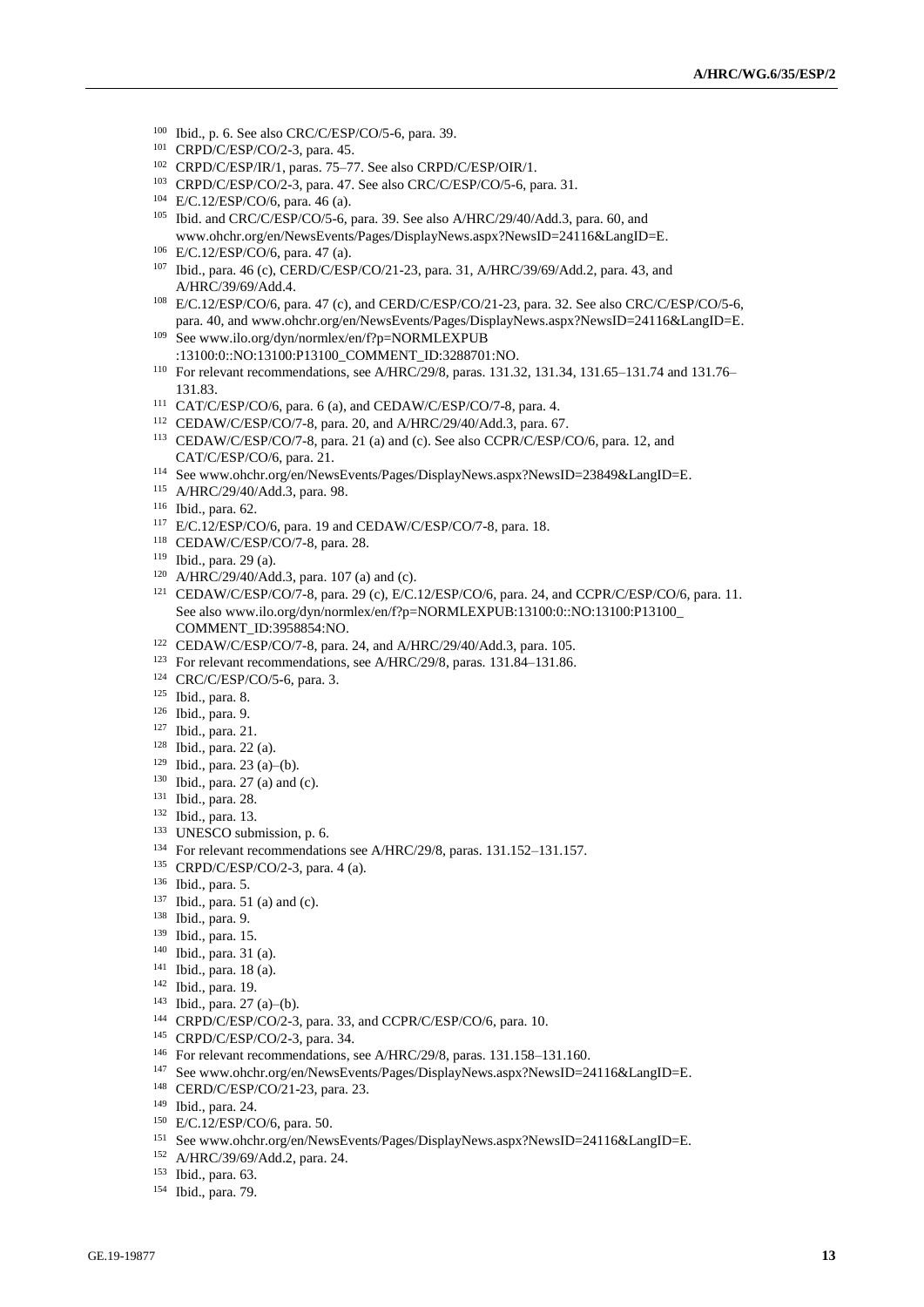[100] Ibid., p. 6. See also CRC/C/ESP/CO/5-6, para. 39.

[101] CRPD/C/ESP/CO/2-3, para. 45.

[102] CRPD/C/ESP/IR/1, paras. 75–77. See also CRPD/C/ESP/OIR/1.

[103] CRPD/C/ESP/CO/2-3, para. 47. See also CRC/C/ESP/CO/5-6, para. 31.

[104] E/C.12/ESP/CO/6, para. 46 (a).

[105] Ibid. and CRC/C/ESP/CO/5-6, para. 39. See also A/HRC/29/40/Add.3, para. 60, and www.ohchr.org/en/NewsEvents/Pages/DisplayNews.aspx?NewsID=24116&LangID=E.

[106] E/C.12/ESP/CO/6, para. 47 (a).

[107] Ibid., para. 46 (c), CERD/C/ESP/CO/21-23, para. 31, A/HRC/39/69/Add.2, para. 43, and A/HRC/39/69/Add.4.

[108] E/C.12/ESP/CO/6, para. 47 (c), and CERD/C/ESP/CO/21-23, para. 32. See also CRC/C/ESP/CO/5-6, para. 40, and www.ohchr.org/en/NewsEvents/Pages/DisplayNews.aspx?NewsID=24116&LangID=E.

[109] See www.ilo.org/dyn/normlex/en/f?p=NORMLEXPUB:13100:0::NO:13100:P13100_COMMENT_ID:3288701:NO.

[110] For relevant recommendations, see A/HRC/29/8, paras. 131.32, 131.34, 131.65–131.74 and 131.76–131.83.

[111] CAT/C/ESP/CO/6, para. 6 (a), and CEDAW/C/ESP/CO/7-8, para. 4.

[112] CEDAW/C/ESP/CO/7-8, para. 20, and A/HRC/29/40/Add.3, para. 67.

[113] CEDAW/C/ESP/CO/7-8, para. 21 (a) and (c). See also CCPR/C/ESP/CO/6, para. 12, and CAT/C/ESP/CO/6, para. 21.

[114] See www.ohchr.org/en/NewsEvents/Pages/DisplayNews.aspx?NewsID=23849&LangID=E.

[115] A/HRC/29/40/Add.3, para. 98.

[116] Ibid., para. 62.

[117] E/C.12/ESP/CO/6, para. 19 and CEDAW/C/ESP/CO/7-8, para. 18.

[118] CEDAW/C/ESP/CO/7-8, para. 28.

[119] Ibid., para. 29 (a).

[120] A/HRC/29/40/Add.3, para. 107 (a) and (c).

[121] CEDAW/C/ESP/CO/7-8, para. 29 (c), E/C.12/ESP/CO/6, para. 24, and CCPR/C/ESP/CO/6, para. 11. See also www.ilo.org/dyn/normlex/en/f?p=NORMLEXPUB:13100:0::NO:13100:P13100_COMMENT_ID:3958854:NO.

[122] CEDAW/C/ESP/CO/7-8, para. 24, and A/HRC/29/40/Add.3, para. 105.

[123] For relevant recommendations, see A/HRC/29/8, paras. 131.84–131.86.

[124] CRC/C/ESP/CO/5-6, para. 3.

[125] Ibid., para. 8.

[126] Ibid., para. 9.

[127] Ibid., para. 21.

[128] Ibid., para. 22 (a).

[129] Ibid., para. 23 (a)–(b).

[130] Ibid., para. 27 (a) and (c).

[131] Ibid., para. 28.

[132] Ibid., para. 13.

[133] UNESCO submission, p. 6.

[134] For relevant recommendations see A/HRC/29/8, paras. 131.152–131.157.

[135] CRPD/C/ESP/CO/2-3, para. 4 (a).

[136] Ibid., para. 5.

[137] Ibid., para. 51 (a) and (c).

[138] Ibid., para. 9.

[139] Ibid., para. 15.

[140] Ibid., para. 31 (a).

[141] Ibid., para. 18 (a).

[142] Ibid., para. 19.

[143] Ibid., para. 27 (a)–(b).

[144] CRPD/C/ESP/CO/2-3, para. 33, and CCPR/C/ESP/CO/6, para. 10.

[145] CRPD/C/ESP/CO/2-3, para. 34.

[146] For relevant recommendations, see A/HRC/29/8, paras. 131.158–131.160.

[147] See www.ohchr.org/en/NewsEvents/Pages/DisplayNews.aspx?NewsID=24116&LangID=E.

[148] CERD/C/ESP/CO/21-23, para. 23.

[149] Ibid., para. 24.

[150] E/C.12/ESP/CO/6, para. 50.

[151] See www.ohchr.org/en/NewsEvents/Pages/DisplayNews.aspx?NewsID=24116&LangID=E.

[152] A/HRC/39/69/Add.2, para. 24.

[153] Ibid., para. 63.

[154] Ibid., para. 79.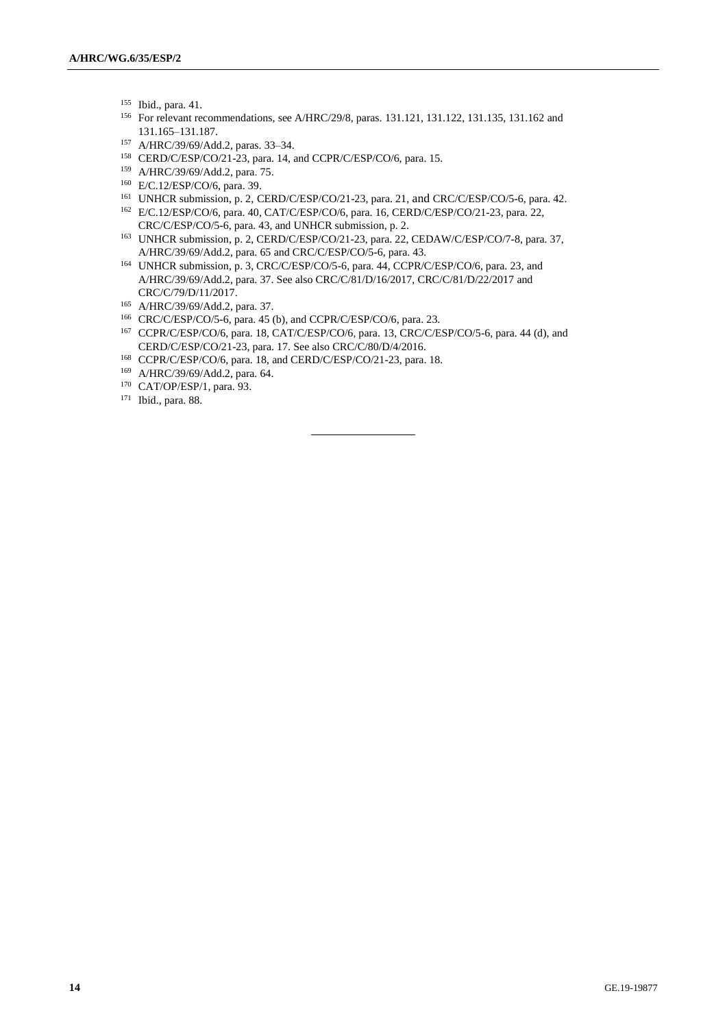[155] Ibid., para. 41.

[156] For relevant recommendations, see A/HRC/29/8, paras. 131.121, 131.122, 131.135, 131.162 and 131.165–131.187.

[157] A/HRC/39/69/Add.2, paras. 33–34.

[158] CERD/C/ESP/CO/21-23, para. 14, and CCPR/C/ESP/CO/6, para. 15.

[159] A/HRC/39/69/Add.2, para. 75.

[160] E/C.12/ESP/CO/6, para. 39.

[161] UNHCR submission, p. 2, CERD/C/ESP/CO/21-23, para. 21, and CRC/C/ESP/CO/5-6, para. 42.

[162] E/C.12/ESP/CO/6, para. 40, CAT/C/ESP/CO/6, para. 16, CERD/C/ESP/CO/21-23, para. 22, CRC/C/ESP/CO/5-6, para. 43, and UNHCR submission, p. 2.

[163] UNHCR submission, p. 2, CERD/C/ESP/CO/21-23, para. 22, CEDAW/C/ESP/CO/7-8, para. 37, A/HRC/39/69/Add.2, para. 65 and CRC/C/ESP/CO/5-6, para. 43.

[164] UNHCR submission, p. 3, CRC/C/ESP/CO/5-6, para. 44, CCPR/C/ESP/CO/6, para. 23, and A/HRC/39/69/Add.2, para. 37. See also CRC/C/81/D/16/2017, CRC/C/81/D/22/2017 and CRC/C/79/D/11/2017.

[165] A/HRC/39/69/Add.2, para. 37.

[166] CRC/C/ESP/CO/5-6, para. 45 (b), and CCPR/C/ESP/CO/6, para. 23.

[167] CCPR/C/ESP/CO/6, para. 18, CAT/C/ESP/CO/6, para. 13, CRC/C/ESP/CO/5-6, para. 44 (d), and CERD/C/ESP/CO/21-23, para. 17. See also CRC/C/80/D/4/2016.

[168] CCPR/C/ESP/CO/6, para. 18, and CERD/C/ESP/CO/21-23, para. 18.

[169] A/HRC/39/69/Add.2, para. 64.

[170] CAT/OP/ESP/1, para. 93.

[171] Ibid., para. 88.